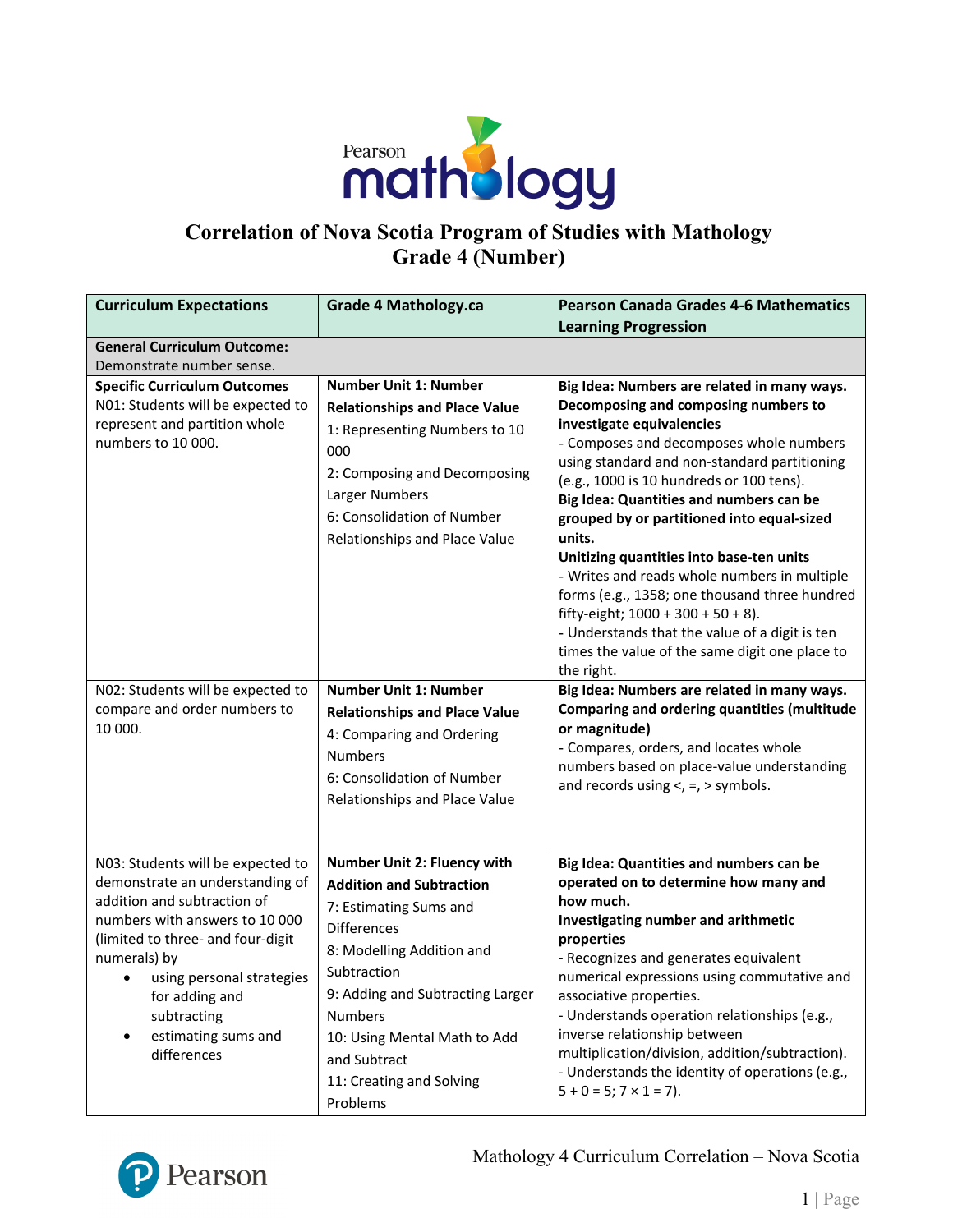# Correlation of Nova Scotia Program of Studies with Mathology Grade 4 (Number)

| Curriculum Expectations | Grade 4 Mathology.ca | Pearson Canada Grades 4-6 Mathematics Learning Progression |
|---|---|---|
| **General Curriculum Outcome:** Demonstrate number sense. | | |
| **Specific Curriculum Outcomes** N01: Students will be expected to represent and partition whole numbers to 10 000. | **Number Unit 1: Number Relationships and Place Value** 1: Representing Numbers to 10 000 2: Composing and Decomposing Larger Numbers 6: Consolidation of Number Relationships and Place Value | **Big Idea: Numbers are related in many ways. Decomposing and composing numbers to investigate equivalencies** - Composes and decomposes whole numbers using standard and non-standard partitioning (e.g., 1000 is 10 hundreds or 100 tens). **Big Idea: Quantities and numbers can be grouped by or partitioned into equal-sized units. Unitizing quantities into base-ten units** - Writes and reads whole numbers in multiple forms (e.g., 1358; one thousand three hundred fifty-eight; 1000 + 300 + 50 + 8). - Understands that the value of a digit is ten times the value of the same digit one place to the right. |
| N02: Students will be expected to compare and order numbers to 10 000. | **Number Unit 1: Number Relationships and Place Value** 4: Comparing and Ordering Numbers 6: Consolidation of Number Relationships and Place Value | **Big Idea: Numbers are related in many ways. Comparing and ordering quantities (multitude or magnitude)** - Compares, orders, and locates whole numbers based on place-value understanding and records using <, =, > symbols. |
| N03: Students will be expected to demonstrate an understanding of addition and subtraction of numbers with answers to 10 000 (limited to three- and four-digit numerals) by<br>• using personal strategies for adding and subtracting<br>• estimating sums and differences | **Number Unit 2: Fluency with Addition and Subtraction** 7: Estimating Sums and Differences 8: Modelling Addition and Subtraction 9: Adding and Subtracting Larger Numbers 10: Using Mental Math to Add and Subtract 11: Creating and Solving Problems | **Big Idea: Quantities and numbers can be operated on to determine how many and how much. Investigating number and arithmetic properties** - Recognizes and generates equivalent numerical expressions using commutative and associative properties. - Understands operation relationships (e.g., inverse relationship between multiplication/division, addition/subtraction). - Understands the identity of operations (e.g., 5 + 0 = 5; 7 × 1 = 7). |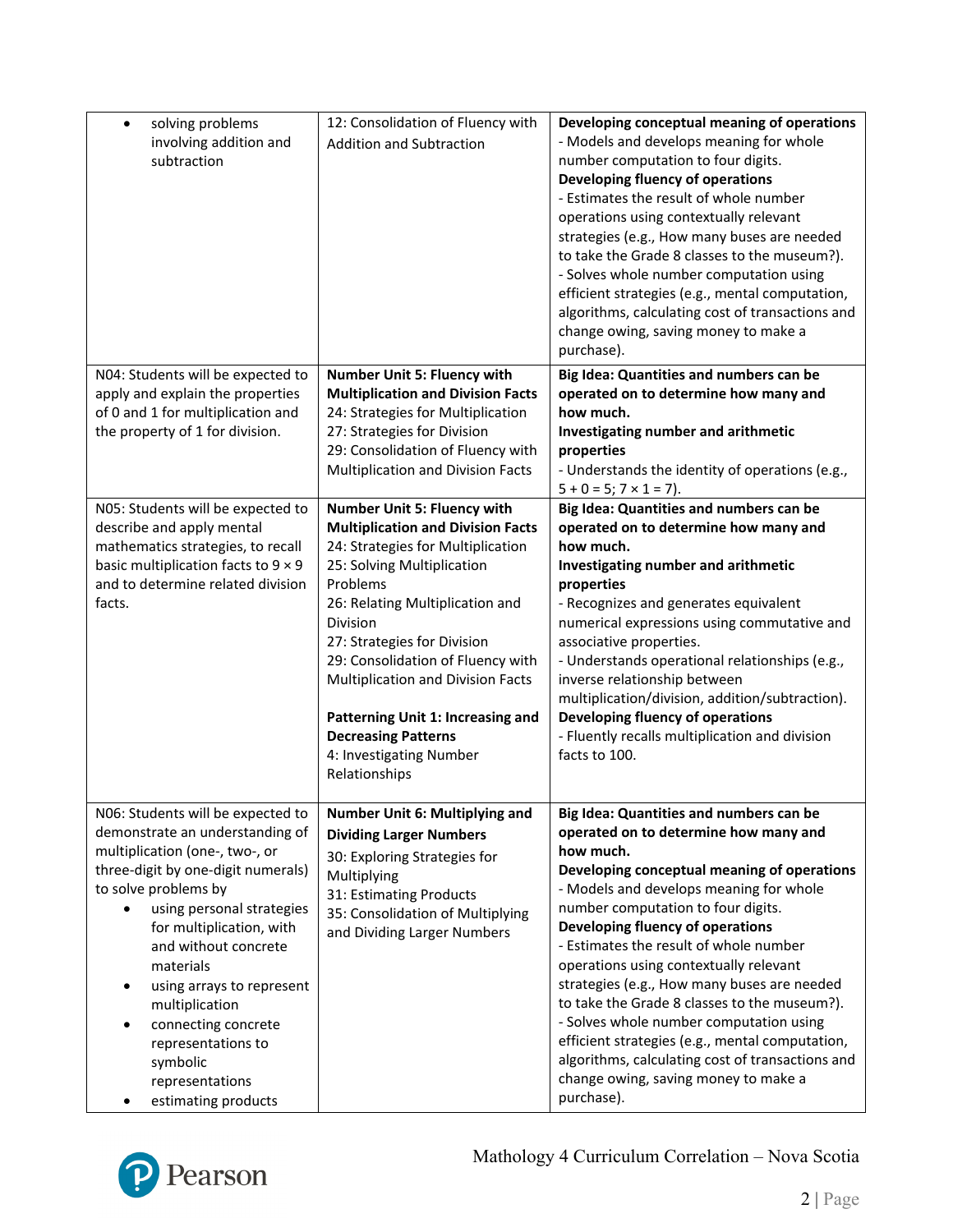| | | |
|---|---|---|
| • solving problems involving addition and subtraction | 12: Consolidation of Fluency with Addition and Subtraction | **Developing conceptual meaning of operations**<br>- Models and develops meaning for whole number computation to four digits.<br>**Developing fluency of operations**<br>- Estimates the result of whole number operations using contextually relevant strategies (e.g., How many buses are needed to take the Grade 8 classes to the museum?).<br>- Solves whole number computation using efficient strategies (e.g., mental computation, algorithms, calculating cost of transactions and change owing, saving money to make a purchase). |
| N04: Students will be expected to apply and explain the properties of 0 and 1 for multiplication and the property of 1 for division. | **Number Unit 5: Fluency with Multiplication and Division Facts**<br>24: Strategies for Multiplication<br>27: Strategies for Division<br>29: Consolidation of Fluency with Multiplication and Division Facts | **Big Idea: Quantities and numbers can be operated on to determine how many and how much.**<br>**Investigating number and arithmetic properties**<br>- Understands the identity of operations (e.g., 5 + 0 = 5; 7 × 1 = 7). |
| N05: Students will be expected to describe and apply mental mathematics strategies, to recall basic multiplication facts to 9 × 9 and to determine related division facts. | **Number Unit 5: Fluency with Multiplication and Division Facts**<br>24: Strategies for Multiplication<br>25: Solving Multiplication Problems<br>26: Relating Multiplication and Division<br>27: Strategies for Division<br>29: Consolidation of Fluency with Multiplication and Division Facts<br><br>**Patterning Unit 1: Increasing and Decreasing Patterns**<br>4: Investigating Number Relationships | **Big Idea: Quantities and numbers can be operated on to determine how many and how much.**<br>**Investigating number and arithmetic properties**<br>- Recognizes and generates equivalent numerical expressions using commutative and associative properties.<br>- Understands operational relationships (e.g., inverse relationship between multiplication/division, addition/subtraction).<br>**Developing fluency of operations**<br>- Fluently recalls multiplication and division facts to 100. |
| N06: Students will be expected to demonstrate an understanding of multiplication (one-, two-, or three-digit by one-digit numerals) to solve problems by<br>• using personal strategies for multiplication, with and without concrete materials<br>• using arrays to represent multiplication<br>• connecting concrete representations to symbolic representations<br>• estimating products | **Number Unit 6: Multiplying and Dividing Larger Numbers**<br>30: Exploring Strategies for Multiplying<br>31: Estimating Products<br>35: Consolidation of Multiplying and Dividing Larger Numbers | **Big Idea: Quantities and numbers can be operated on to determine how many and how much.**<br>**Developing conceptual meaning of operations**<br>- Models and develops meaning for whole number computation to four digits.<br>**Developing fluency of operations**<br>- Estimates the result of whole number operations using contextually relevant strategies (e.g., How many buses are needed to take the Grade 8 classes to the museum?).<br>- Solves whole number computation using efficient strategies (e.g., mental computation, algorithms, calculating cost of transactions and change owing, saving money to make a purchase). |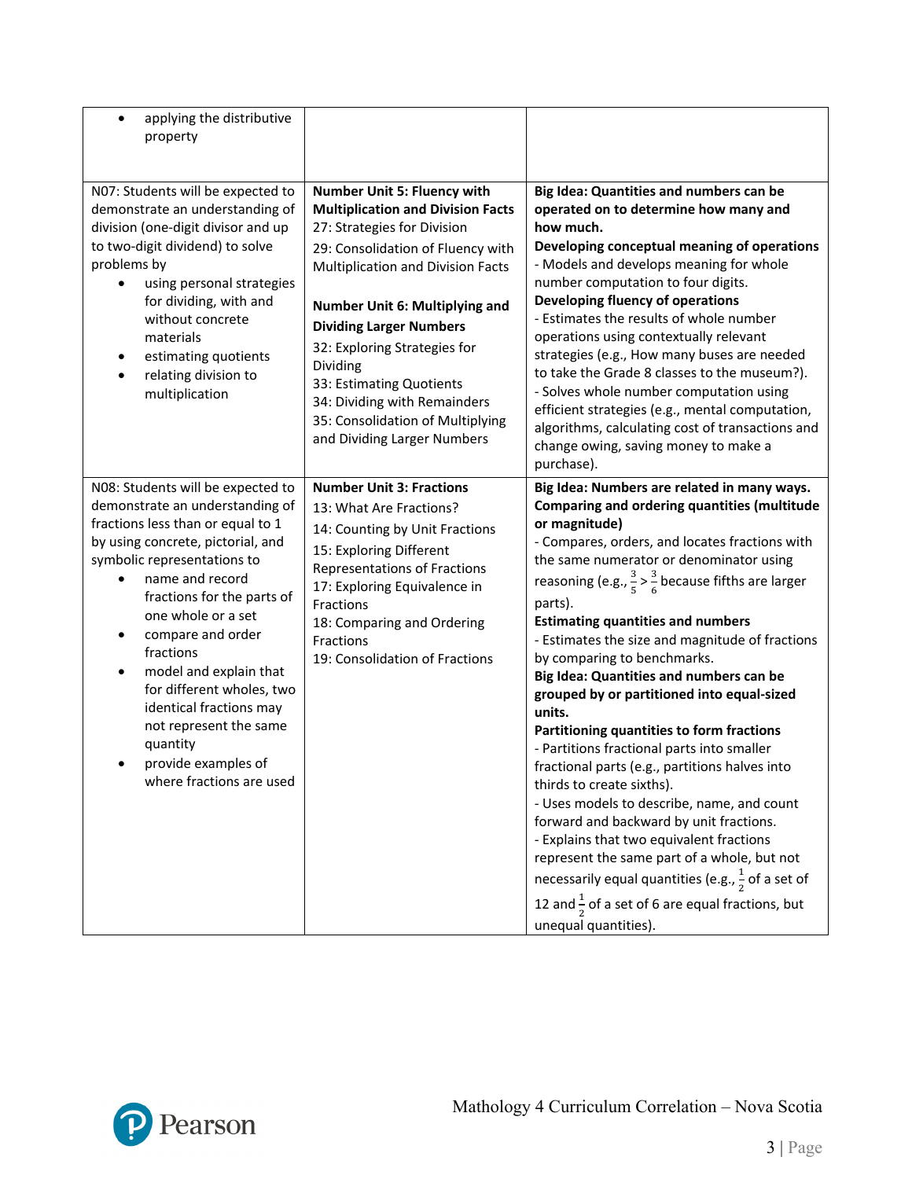| | | |
|---|---|---|
| • applying the distributive property | | |
| N07: Students will be expected to demonstrate an understanding of division (one-digit divisor and up to two-digit dividend) to solve problems by<br>• using personal strategies for dividing, with and without concrete materials<br>• estimating quotients<br>• relating division to multiplication | **Number Unit 5: Fluency with Multiplication and Division Facts**<br>27: Strategies for Division<br>29: Consolidation of Fluency with Multiplication and Division Facts<br><br>**Number Unit 6: Multiplying and Dividing Larger Numbers**<br>32: Exploring Strategies for Dividing<br>33: Estimating Quotients<br>34: Dividing with Remainders<br>35: Consolidation of Multiplying and Dividing Larger Numbers | **Big Idea: Quantities and numbers can be operated on to determine how many and how much.**<br>**Developing conceptual meaning of operations**<br>- Models and develops meaning for whole number computation to four digits.<br>**Developing fluency of operations**<br>- Estimates the results of whole number operations using contextually relevant strategies (e.g., How many buses are needed to take the Grade 8 classes to the museum?).<br>- Solves whole number computation using efficient strategies (e.g., mental computation, algorithms, calculating cost of transactions and change owing, saving money to make a purchase). |
| N08: Students will be expected to demonstrate an understanding of fractions less than or equal to 1 by using concrete, pictorial, and symbolic representations to<br>• name and record fractions for the parts of one whole or a set<br>• compare and order fractions<br>• model and explain that for different wholes, two identical fractions may not represent the same quantity<br>• provide examples of where fractions are used | **Number Unit 3: Fractions**<br>13: What Are Fractions?<br>14: Counting by Unit Fractions<br>15: Exploring Different Representations of Fractions<br>17: Exploring Equivalence in Fractions<br>18: Comparing and Ordering Fractions<br>19: Consolidation of Fractions | **Big Idea: Numbers are related in many ways.**<br>**Comparing and ordering quantities (multitude or magnitude)**<br>- Compares, orders, and locates fractions with the same numerator or denominator using reasoning (e.g., $\frac{3}{5} > \frac{3}{6}$ because fifths are larger parts).<br>**Estimating quantities and numbers**<br>- Estimates the size and magnitude of fractions by comparing to benchmarks.<br>**Big Idea: Quantities and numbers can be grouped by or partitioned into equal-sized units.**<br>**Partitioning quantities to form fractions**<br>- Partitions fractional parts into smaller fractional parts (e.g., partitions halves into thirds to create sixths).<br>- Uses models to describe, name, and count forward and backward by unit fractions.<br>- Explains that two equivalent fractions represent the same part of a whole, but not necessarily equal quantities (e.g., $\frac{1}{2}$ of a set of 12 and $\frac{1}{2}$ of a set of 6 are equal fractions, but unequal quantities). |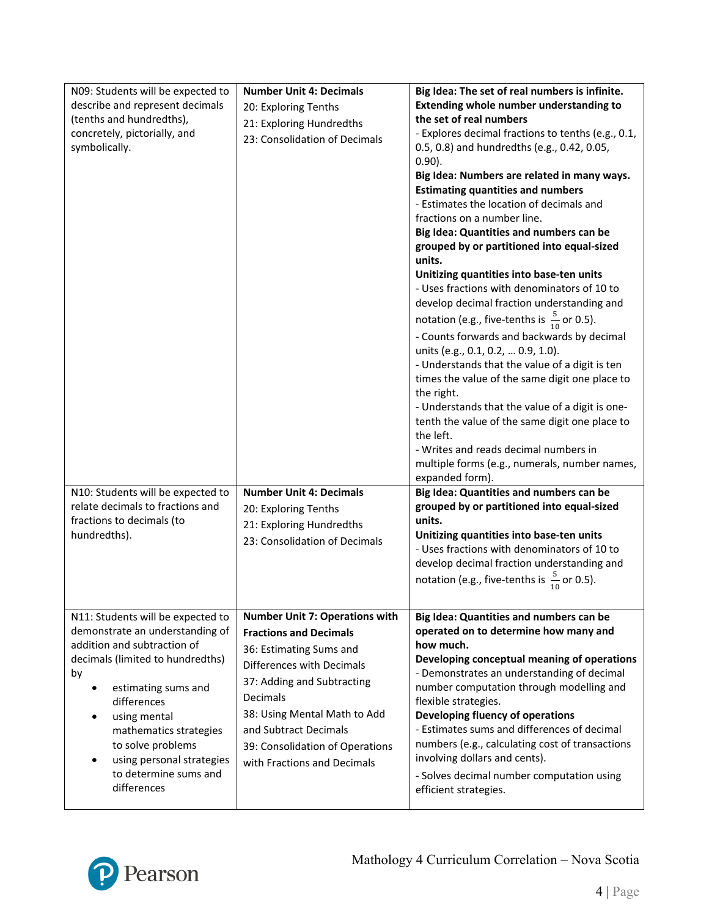| | | |
|---|---|---|
| N09: Students will be expected to describe and represent decimals (tenths and hundredths), concretely, pictorially, and symbolically. | **Number Unit 4: Decimals**<br>20: Exploring Tenths<br>21: Exploring Hundredths<br>23: Consolidation of Decimals | **Big Idea: The set of real numbers is infinite.**<br>**Extending whole number understanding to the set of real numbers**<br>- Explores decimal fractions to tenths (e.g., 0.1, 0.5, 0.8) and hundredths (e.g., 0.42, 0.05, 0.90).<br>**Big Idea: Numbers are related in many ways.**<br>**Estimating quantities and numbers**<br>- Estimates the location of decimals and fractions on a number line.<br>**Big Idea: Quantities and numbers can be grouped by or partitioned into equal-sized units.**<br>**Unitizing quantities into base-ten units**<br>- Uses fractions with denominators of 10 to develop decimal fraction understanding and notation (e.g., five-tenths is $\frac{5}{10}$ or 0.5).<br>- Counts forwards and backwards by decimal units (e.g., 0.1, 0.2, … 0.9, 1.0).<br>- Understands that the value of a digit is ten times the value of the same digit one place to the right.<br>- Understands that the value of a digit is one-tenth the value of the same digit one place to the left.<br>- Writes and reads decimal numbers in multiple forms (e.g., numerals, number names, expanded form). |
| N10: Students will be expected to relate decimals to fractions and fractions to decimals (to hundredths). | **Number Unit 4: Decimals**<br>20: Exploring Tenths<br>21: Exploring Hundredths<br>23: Consolidation of Decimals | **Big Idea: Quantities and numbers can be grouped by or partitioned into equal-sized units.**<br>**Unitizing quantities into base-ten units**<br>- Uses fractions with denominators of 10 to develop decimal fraction understanding and notation (e.g., five-tenths is $\frac{5}{10}$ or 0.5). |
| N11: Students will be expected to demonstrate an understanding of addition and subtraction of decimals (limited to hundredths) by<br>• estimating sums and differences<br>• using mental mathematics strategies to solve problems<br>• using personal strategies to determine sums and differences | **Number Unit 7: Operations with Fractions and Decimals**<br>36: Estimating Sums and Differences with Decimals<br>37: Adding and Subtracting Decimals<br>38: Using Mental Math to Add and Subtract Decimals<br>39: Consolidation of Operations with Fractions and Decimals | **Big Idea: Quantities and numbers can be operated on to determine how many and how much.**<br>**Developing conceptual meaning of operations**<br>- Demonstrates an understanding of decimal number computation through modelling and flexible strategies.<br>**Developing fluency of operations**<br>- Estimates sums and differences of decimal numbers (e.g., calculating cost of transactions involving dollars and cents).<br>- Solves decimal number computation using efficient strategies. |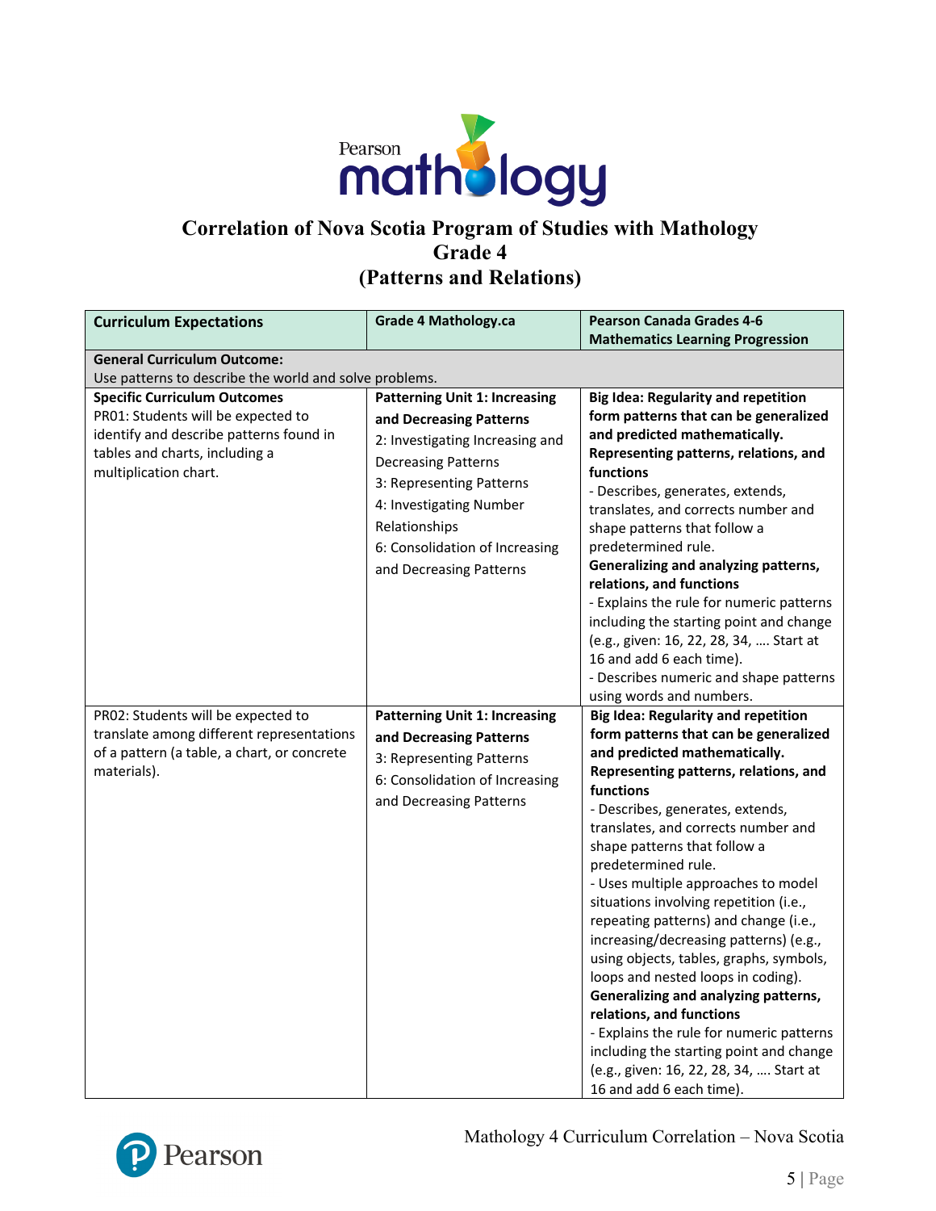# Correlation of Nova Scotia Program of Studies with Mathology
## Grade 4
## (Patterns and Relations)

| Curriculum Expectations | Grade 4 Mathology.ca | Pearson Canada Grades 4-6 Mathematics Learning Progression |
|---|---|---|
| **General Curriculum Outcome:** Use patterns to describe the world and solve problems. | | |
| **Specific Curriculum Outcomes** PR01: Students will be expected to identify and describe patterns found in tables and charts, including a multiplication chart. | **Patterning Unit 1: Increasing and Decreasing Patterns** 2: Investigating Increasing and Decreasing Patterns 3: Representing Patterns 4: Investigating Number Relationships 6: Consolidation of Increasing and Decreasing Patterns | **Big Idea: Regularity and repetition form patterns that can be generalized and predicted mathematically.** **Representing patterns, relations, and functions** - Describes, generates, extends, translates, and corrects number and shape patterns that follow a predetermined rule. **Generalizing and analyzing patterns, relations, and functions** - Explains the rule for numeric patterns including the starting point and change (e.g., given: 16, 22, 28, 34, …. Start at 16 and add 6 each time). - Describes numeric and shape patterns using words and numbers. |
| PR02: Students will be expected to translate among different representations of a pattern (a table, a chart, or concrete materials). | **Patterning Unit 1: Increasing and Decreasing Patterns** 3: Representing Patterns 6: Consolidation of Increasing and Decreasing Patterns | **Big Idea: Regularity and repetition form patterns that can be generalized and predicted mathematically.** **Representing patterns, relations, and functions** - Describes, generates, extends, translates, and corrects number and shape patterns that follow a predetermined rule. - Uses multiple approaches to model situations involving repetition (i.e., repeating patterns) and change (i.e., increasing/decreasing patterns) (e.g., using objects, tables, graphs, symbols, loops and nested loops in coding). **Generalizing and analyzing patterns, relations, and functions** - Explains the rule for numeric patterns including the starting point and change (e.g., given: 16, 22, 28, 34, …. Start at 16 and add 6 each time). |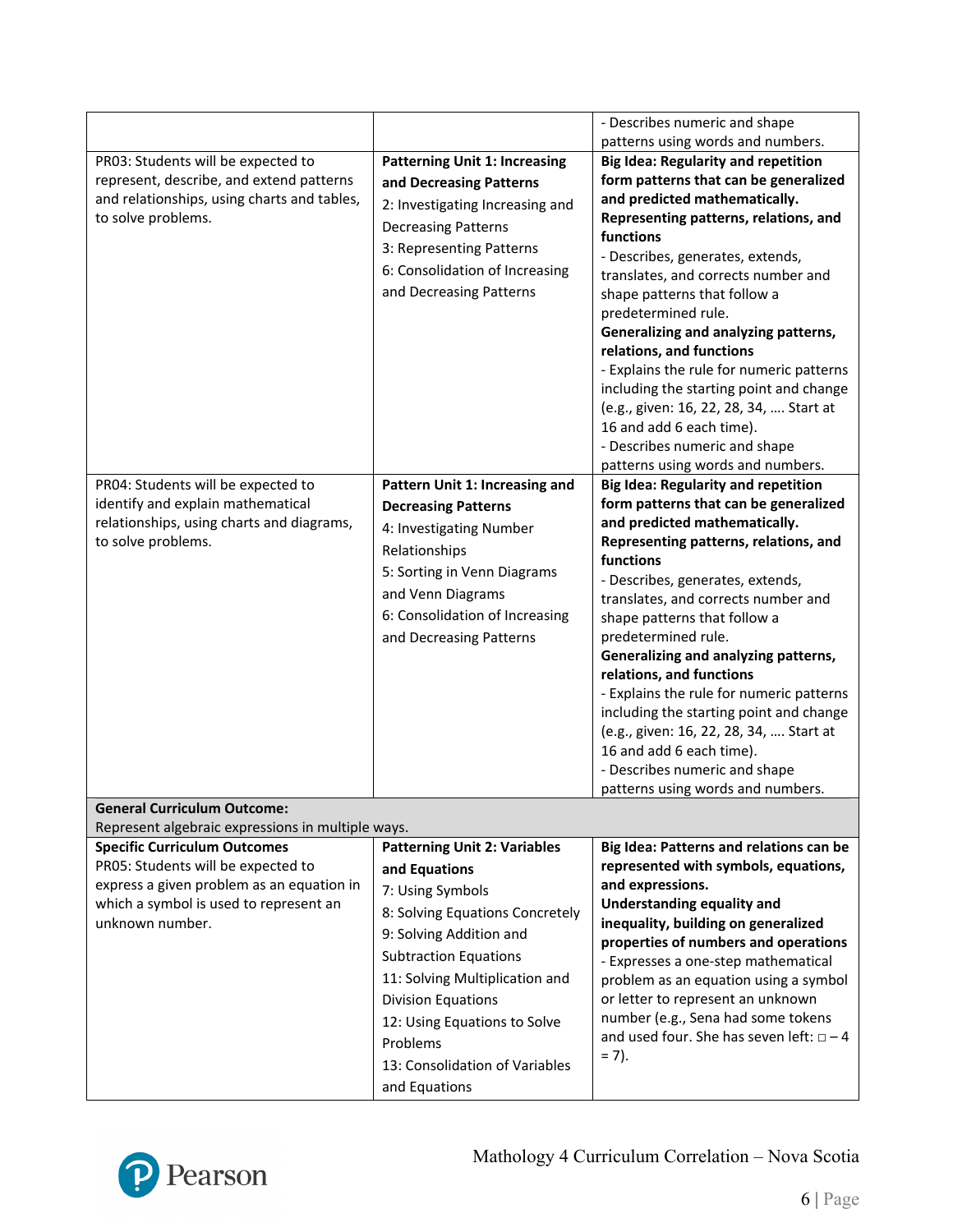| | | |
|---|---|---|
| | | - Describes numeric and shape patterns using words and numbers. |
| PR03: Students will be expected to represent, describe, and extend patterns and relationships, using charts and tables, to solve problems. | **Patterning Unit 1: Increasing and Decreasing Patterns**<br>2: Investigating Increasing and Decreasing Patterns<br>3: Representing Patterns<br>6: Consolidation of Increasing and Decreasing Patterns | **Big Idea: Regularity and repetition form patterns that can be generalized and predicted mathematically.**<br>**Representing patterns, relations, and functions**<br>- Describes, generates, extends, translates, and corrects number and shape patterns that follow a predetermined rule.<br>**Generalizing and analyzing patterns, relations, and functions**<br>- Explains the rule for numeric patterns including the starting point and change (e.g., given: 16, 22, 28, 34, …. Start at 16 and add 6 each time).<br>- Describes numeric and shape patterns using words and numbers. |
| PR04: Students will be expected to identify and explain mathematical relationships, using charts and diagrams, to solve problems. | **Pattern Unit 1: Increasing and Decreasing Patterns**<br>4: Investigating Number Relationships<br>5: Sorting in Venn Diagrams and Venn Diagrams<br>6: Consolidation of Increasing and Decreasing Patterns | **Big Idea: Regularity and repetition form patterns that can be generalized and predicted mathematically.**<br>**Representing patterns, relations, and functions**<br>- Describes, generates, extends, translates, and corrects number and shape patterns that follow a predetermined rule.<br>**Generalizing and analyzing patterns, relations, and functions**<br>- Explains the rule for numeric patterns including the starting point and change (e.g., given: 16, 22, 28, 34, …. Start at 16 and add 6 each time).<br>- Describes numeric and shape patterns using words and numbers. |
| **General Curriculum Outcome:**<br>Represent algebraic expressions in multiple ways. | | |
| **Specific Curriculum Outcomes**<br>PR05: Students will be expected to express a given problem as an equation in which a symbol is used to represent an unknown number. | **Patterning Unit 2: Variables and Equations**<br>7: Using Symbols<br>8: Solving Equations Concretely<br>9: Solving Addition and Subtraction Equations<br>11: Solving Multiplication and Division Equations<br>12: Using Equations to Solve Problems<br>13: Consolidation of Variables and Equations | **Big Idea: Patterns and relations can be represented with symbols, equations, and expressions.**<br>**Understanding equality and inequality, building on generalized properties of numbers and operations**<br>- Expresses a one-step mathematical problem as an equation using a symbol or letter to represent an unknown number (e.g., Sena had some tokens and used four. She has seven left: □ – 4 = 7). |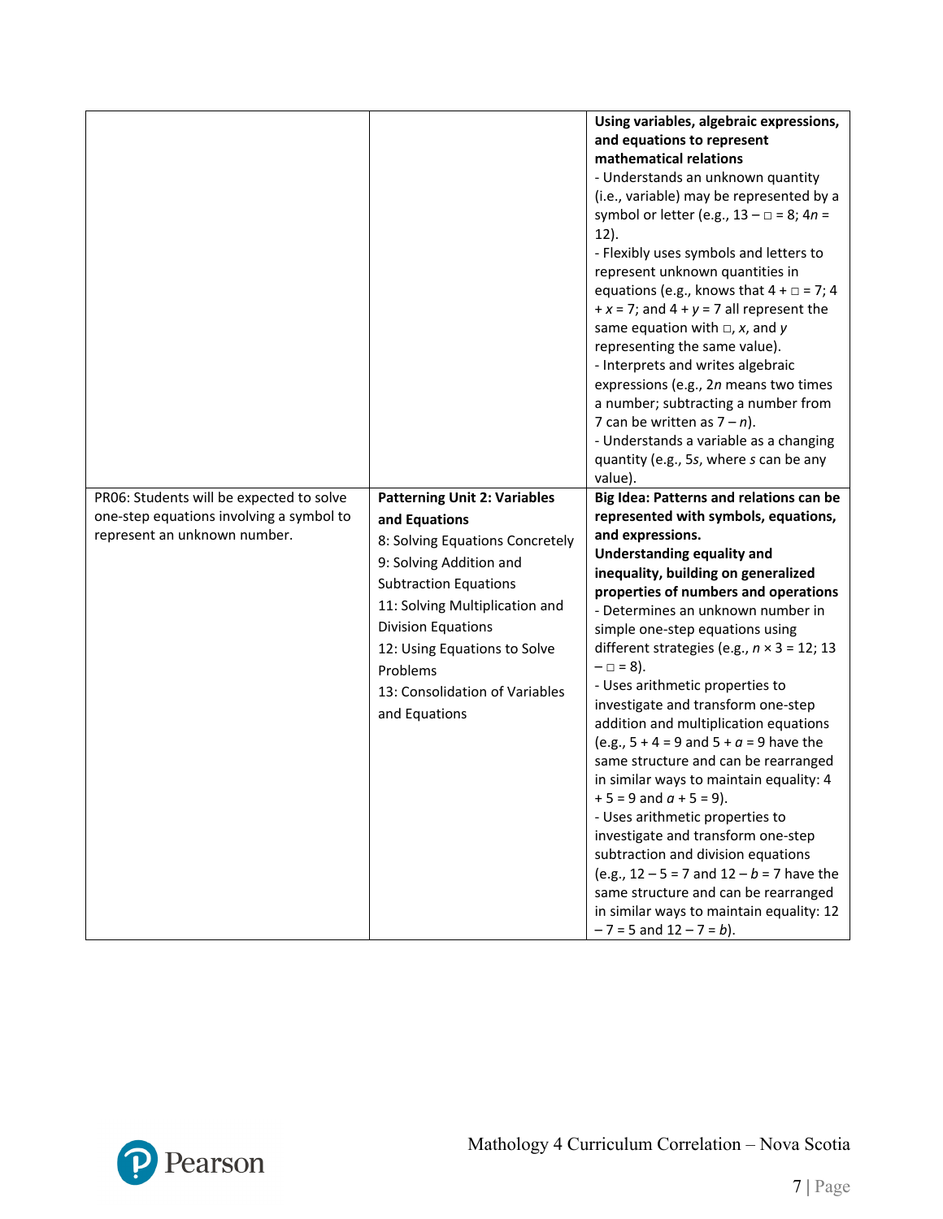| | | |
|---|---|---|
| | | **Using variables, algebraic expressions, and equations to represent mathematical relations**<br>- Understands an unknown quantity (i.e., variable) may be represented by a symbol or letter (e.g., $13 - \square = 8$; $4n = 12$).<br>- Flexibly uses symbols and letters to represent unknown quantities in equations (e.g., knows that $4 + \square = 7$; $4 + x = 7$; and $4 + y = 7$ all represent the same equation with $\square$, $x$, and $y$ representing the same value).<br>- Interprets and writes algebraic expressions (e.g., $2n$ means two times a number; subtracting a number from 7 can be written as $7 - n$).<br>- Understands a variable as a changing quantity (e.g., $5s$, where $s$ can be any value). |
| PR06: Students will be expected to solve one-step equations involving a symbol to represent an unknown number. | **Patterning Unit 2: Variables and Equations**<br>8: Solving Equations Concretely<br>9: Solving Addition and Subtraction Equations<br>11: Solving Multiplication and Division Equations<br>12: Using Equations to Solve Problems<br>13: Consolidation of Variables and Equations | **Big Idea: Patterns and relations can be represented with symbols, equations, and expressions.**<br>**Understanding equality and inequality, building on generalized properties of numbers and operations**<br>- Determines an unknown number in simple one-step equations using different strategies (e.g., $n \times 3 = 12$; $13 - \square = 8$).<br>- Uses arithmetic properties to investigate and transform one-step addition and multiplication equations (e.g., $5 + 4 = 9$ and $5 + a = 9$ have the same structure and can be rearranged in similar ways to maintain equality: $4 + 5 = 9$ and $a + 5 = 9$).<br>- Uses arithmetic properties to investigate and transform one-step subtraction and division equations (e.g., $12 - 5 = 7$ and $12 - b = 7$ have the same structure and can be rearranged in similar ways to maintain equality: $12 - 7 = 5$ and $12 - 7 = b$). |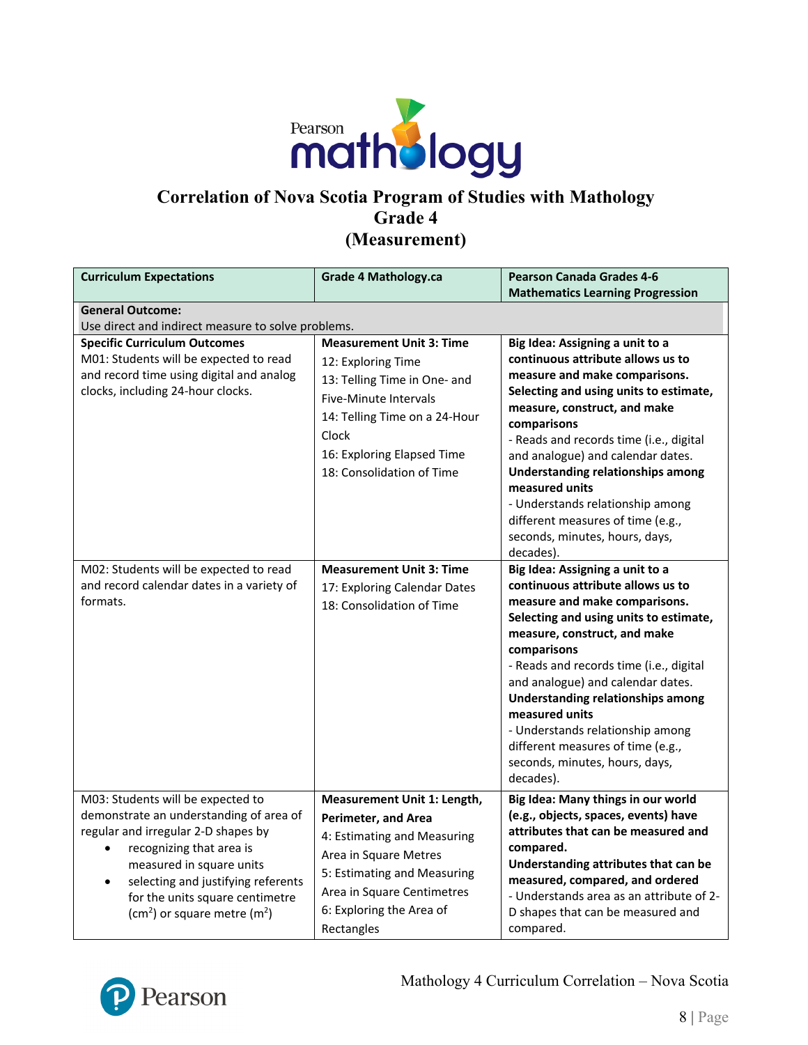# Correlation of Nova Scotia Program of Studies with Mathology Grade 4 (Measurement)

| Curriculum Expectations | Grade 4 Mathology.ca | Pearson Canada Grades 4-6 Mathematics Learning Progression |
|---|---|---|
| **General Outcome:**<br>Use direct and indirect measure to solve problems. | | |
| **Specific Curriculum Outcomes**<br>M01: Students will be expected to read and record time using digital and analog clocks, including 24-hour clocks. | **Measurement Unit 3: Time**<br>12: Exploring Time<br>13: Telling Time in One- and Five-Minute Intervals<br>14: Telling Time on a 24-Hour Clock<br>16: Exploring Elapsed Time<br>18: Consolidation of Time | **Big Idea: Assigning a unit to a continuous attribute allows us to measure and make comparisons.**<br>**Selecting and using units to estimate, measure, construct, and make comparisons**<br>- Reads and records time (i.e., digital and analogue) and calendar dates.<br>**Understanding relationships among measured units**<br>- Understands relationship among different measures of time (e.g., seconds, minutes, hours, days, decades). |
| M02: Students will be expected to read and record calendar dates in a variety of formats. | **Measurement Unit 3: Time**<br>17: Exploring Calendar Dates<br>18: Consolidation of Time | **Big Idea: Assigning a unit to a continuous attribute allows us to measure and make comparisons.**<br>**Selecting and using units to estimate, measure, construct, and make comparisons**<br>- Reads and records time (i.e., digital and analogue) and calendar dates.<br>**Understanding relationships among measured units**<br>- Understands relationship among different measures of time (e.g., seconds, minutes, hours, days, decades). |
| M03: Students will be expected to demonstrate an understanding of area of regular and irregular 2-D shapes by<br>• recognizing that area is measured in square units<br>• selecting and justifying referents for the units square centimetre ($cm^2$) or square metre ($m^2$) | **Measurement Unit 1: Length, Perimeter, and Area**<br>4: Estimating and Measuring Area in Square Metres<br>5: Estimating and Measuring Area in Square Centimetres<br>6: Exploring the Area of Rectangles | **Big Idea: Many things in our world (e.g., objects, spaces, events) have attributes that can be measured and compared.**<br>**Understanding attributes that can be measured, compared, and ordered**<br>- Understands area as an attribute of 2-D shapes that can be measured and compared. |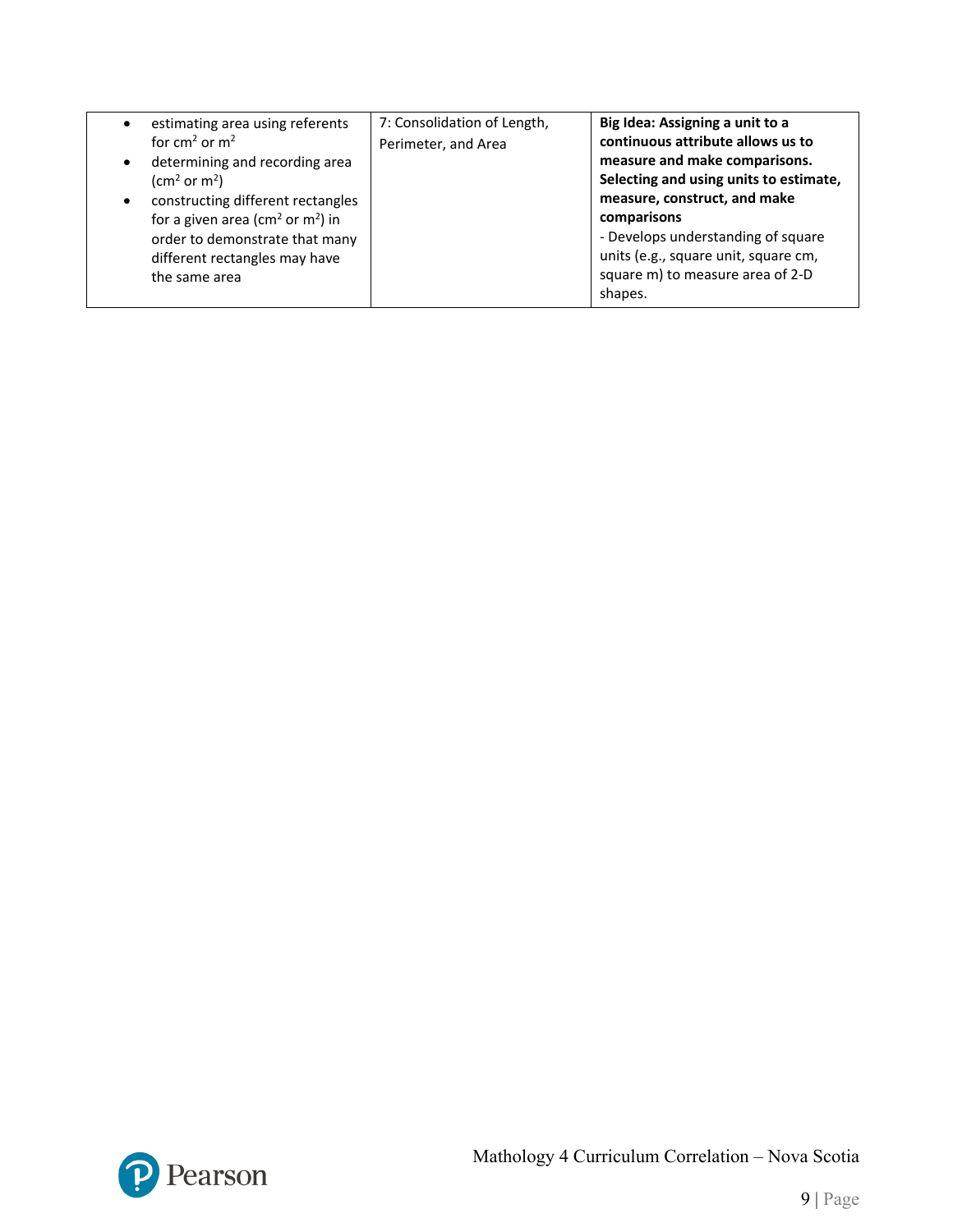| | | |
|---|---|---|
| <ul><li>estimating area using referents for $cm^2$ or $m^2$</li><li>determining and recording area ($cm^2$ or $m^2$)</li><li>constructing different rectangles for a given area ($cm^2$ or $m^2$) in order to demonstrate that many different rectangles may have the same area</li></ul> | 7: Consolidation of Length, Perimeter, and Area | **Big Idea: Assigning a unit to a continuous attribute allows us to measure and make comparisons. Selecting and using units to estimate, measure, construct, and make comparisons**<br>- Develops understanding of square units (e.g., square unit, square cm, square m) to measure area of 2-D shapes. |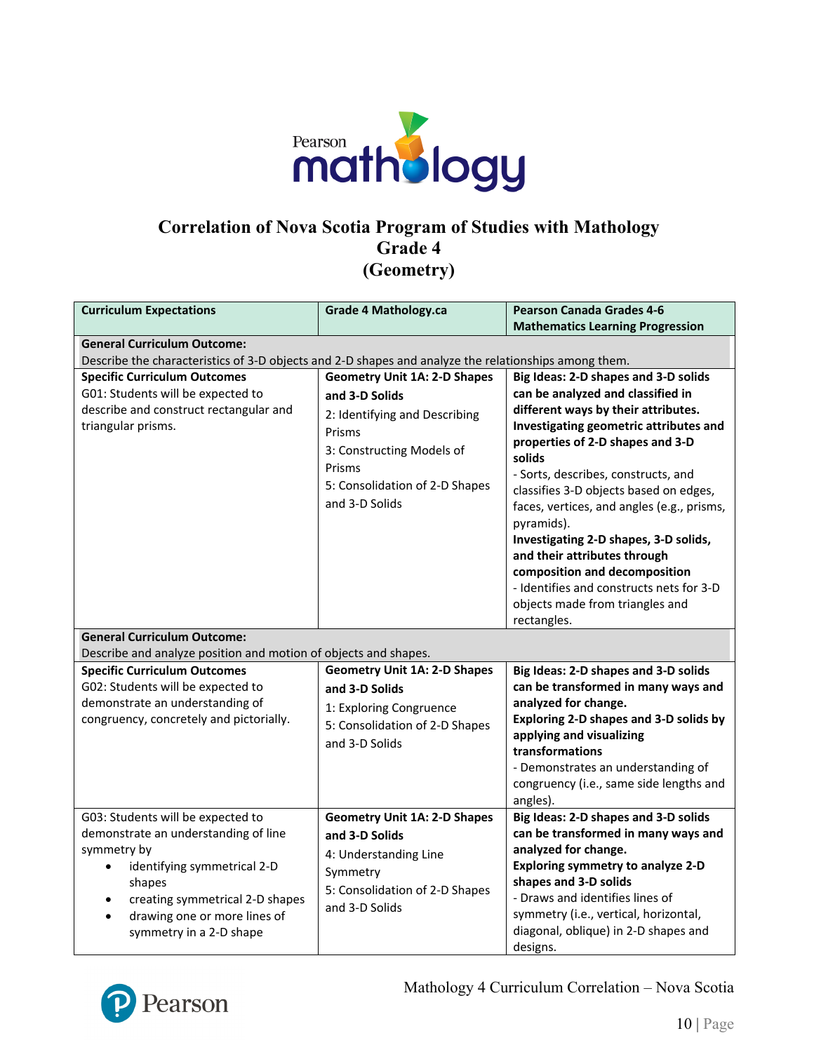# Correlation of Nova Scotia Program of Studies with Mathology Grade 4 (Geometry)

| Curriculum Expectations | Grade 4 Mathology.ca | Pearson Canada Grades 4-6 Mathematics Learning Progression |
|---|---|---|
| **General Curriculum Outcome:** Describe the characteristics of 3-D objects and 2-D shapes and analyze the relationships among them. | | |
| **Specific Curriculum Outcomes**<br>G01: Students will be expected to describe and construct rectangular and triangular prisms. | **Geometry Unit 1A: 2-D Shapes and 3-D Solids**<br>2: Identifying and Describing Prisms<br>3: Constructing Models of Prisms<br>5: Consolidation of 2-D Shapes and 3-D Solids | **Big Ideas: 2-D shapes and 3-D solids can be analyzed and classified in different ways by their attributes.**<br>**Investigating geometric attributes and properties of 2-D shapes and 3-D solids**<br>- Sorts, describes, constructs, and classifies 3-D objects based on edges, faces, vertices, and angles (e.g., prisms, pyramids).<br>**Investigating 2-D shapes, 3-D solids, and their attributes through composition and decomposition**<br>- Identifies and constructs nets for 3-D objects made from triangles and rectangles. |
| **General Curriculum Outcome:** Describe and analyze position and motion of objects and shapes. | | |
| **Specific Curriculum Outcomes**<br>G02: Students will be expected to demonstrate an understanding of congruency, concretely and pictorially. | **Geometry Unit 1A: 2-D Shapes and 3-D Solids**<br>1: Exploring Congruence<br>5: Consolidation of 2-D Shapes and 3-D Solids | **Big Ideas: 2-D shapes and 3-D solids can be transformed in many ways and analyzed for change.**<br>**Exploring 2-D shapes and 3-D solids by applying and visualizing transformations**<br>- Demonstrates an understanding of congruency (i.e., same side lengths and angles). |
| G03: Students will be expected to demonstrate an understanding of line symmetry by<br>• identifying symmetrical 2-D shapes<br>• creating symmetrical 2-D shapes<br>• drawing one or more lines of symmetry in a 2-D shape | **Geometry Unit 1A: 2-D Shapes and 3-D Solids**<br>4: Understanding Line Symmetry<br>5: Consolidation of 2-D Shapes and 3-D Solids | **Big Ideas: 2-D shapes and 3-D solids can be transformed in many ways and analyzed for change.**<br>**Exploring symmetry to analyze 2-D shapes and 3-D solids**<br>- Draws and identifies lines of symmetry (i.e., vertical, horizontal, diagonal, oblique) in 2-D shapes and designs. |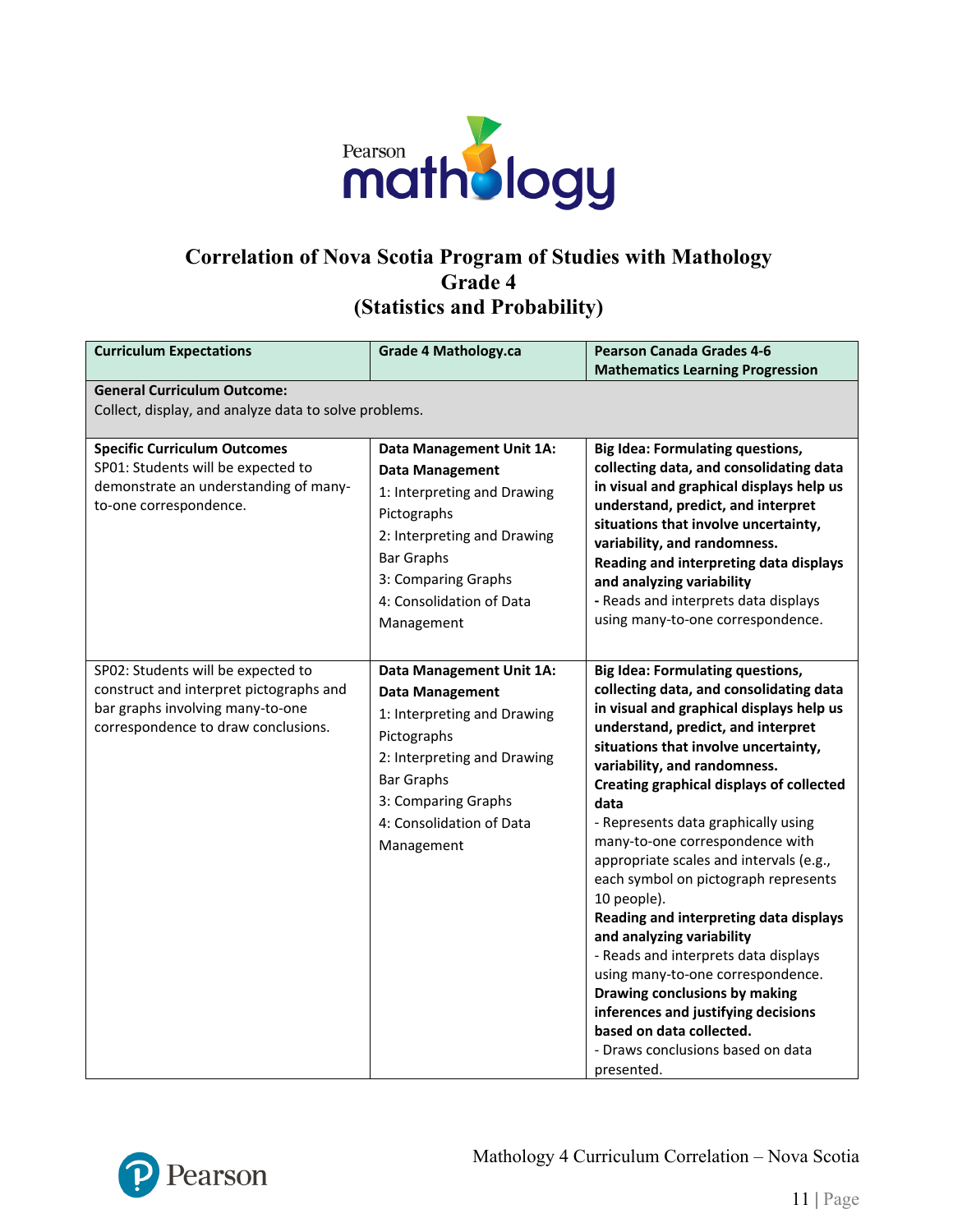# Correlation of Nova Scotia Program of Studies with Mathology Grade 4 (Statistics and Probability)

| Curriculum Expectations | Grade 4 Mathology.ca | Pearson Canada Grades 4-6 Mathematics Learning Progression |
|---|---|---|
| **General Curriculum Outcome:**<br>Collect, display, and analyze data to solve problems. | | |
| **Specific Curriculum Outcomes**<br>SP01: Students will be expected to demonstrate an understanding of many-to-one correspondence. | **Data Management Unit 1A: Data Management**<br>1: Interpreting and Drawing Pictographs<br>2: Interpreting and Drawing Bar Graphs<br>3: Comparing Graphs<br>4: Consolidation of Data Management | **Big Idea: Formulating questions, collecting data, and consolidating data in visual and graphical displays help us understand, predict, and interpret situations that involve uncertainty, variability, and randomness.**<br>**Reading and interpreting data displays and analyzing variability**<br>- Reads and interprets data displays using many-to-one correspondence. |
| SP02: Students will be expected to construct and interpret pictographs and bar graphs involving many-to-one correspondence to draw conclusions. | **Data Management Unit 1A: Data Management**<br>1: Interpreting and Drawing Pictographs<br>2: Interpreting and Drawing Bar Graphs<br>3: Comparing Graphs<br>4: Consolidation of Data Management | **Big Idea: Formulating questions, collecting data, and consolidating data in visual and graphical displays help us understand, predict, and interpret situations that involve uncertainty, variability, and randomness.**<br>**Creating graphical displays of collected data**<br>- Represents data graphically using many-to-one correspondence with appropriate scales and intervals (e.g., each symbol on pictograph represents 10 people).<br>**Reading and interpreting data displays and analyzing variability**<br>- Reads and interprets data displays using many-to-one correspondence.<br>**Drawing conclusions by making inferences and justifying decisions based on data collected.**<br>- Draws conclusions based on data presented. |